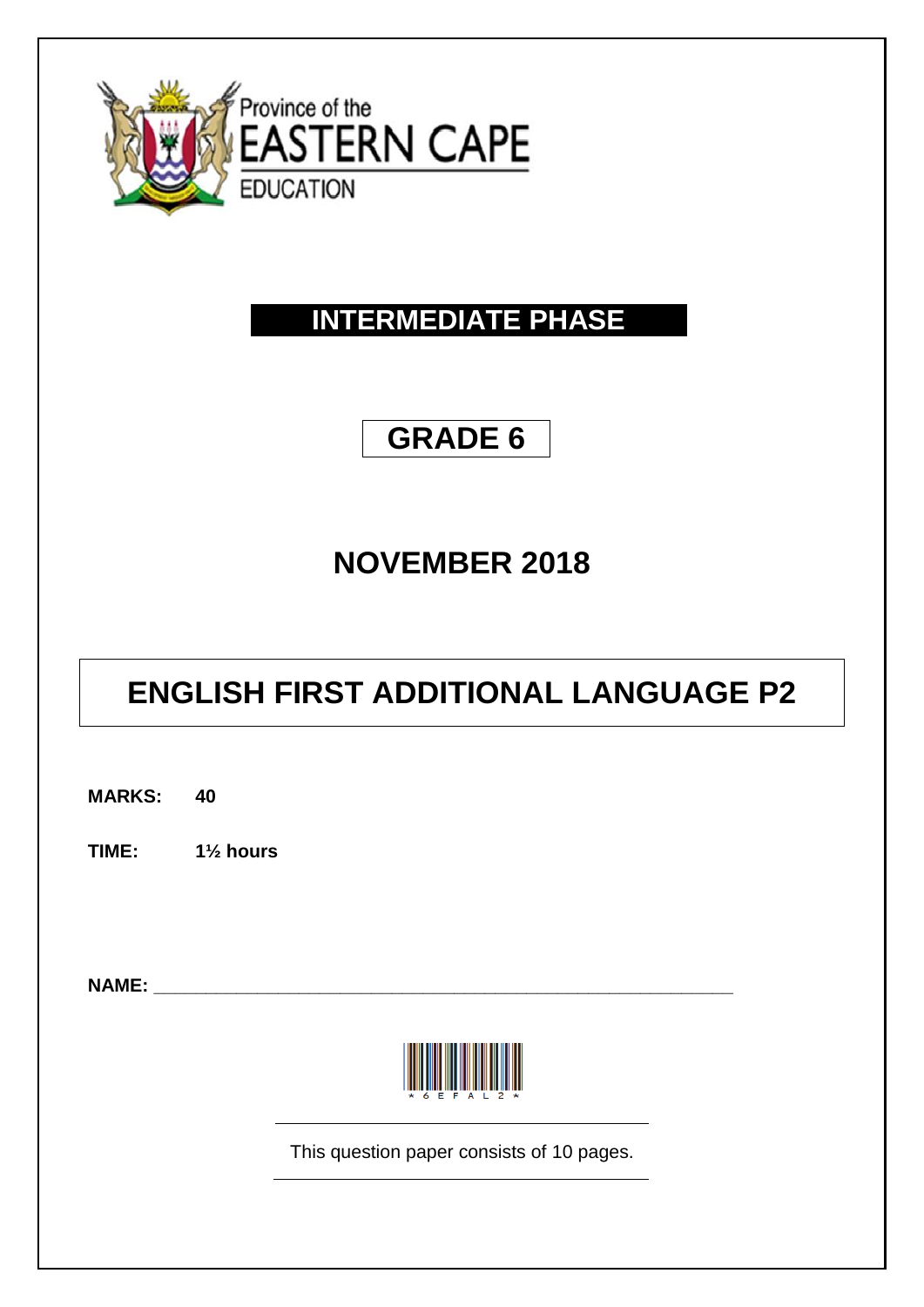Province of the
EASTERN CAPE
EDUCATION

# INTERMEDIATE PHASE

# GRADE 6

# NOVEMBER 2018

# ENGLISH FIRST ADDITIONAL LANGUAGE P2

**MARKS:** **40**

**TIME:** **1½ hours**

**NAME:** ______________________________________________________________

*6EFAL2*

This question paper consists of 10 pages.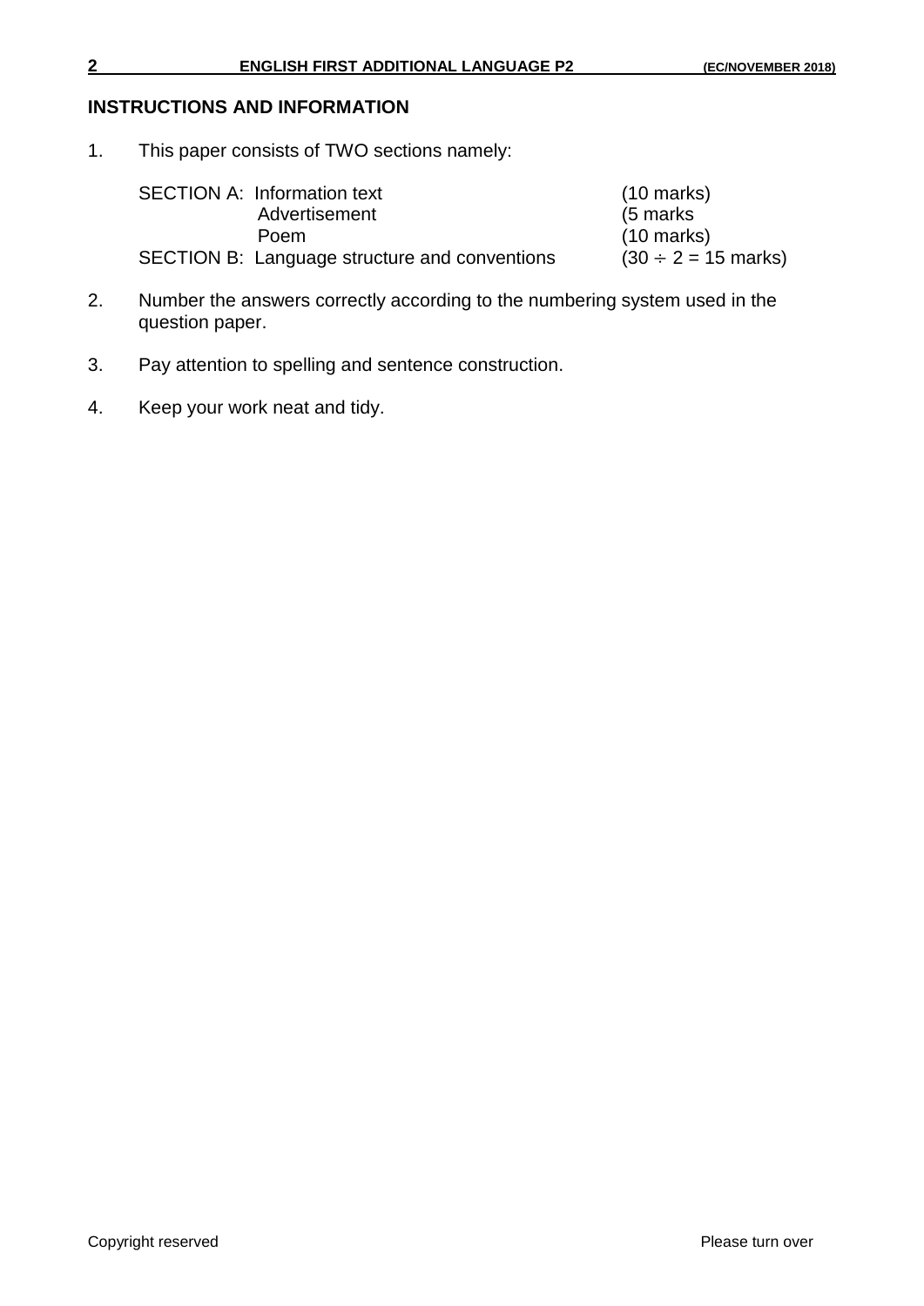## INSTRUCTIONS AND INFORMATION

1. This paper consists of TWO sections namely:

| | | |
|---|---|---|
| SECTION A: | Information text | (10 marks) |
| | Advertisement | (5 marks |
| | Poem | (10 marks) |
| SECTION B: | Language structure and conventions | ($30 \div 2 = 15$ marks) |

2. Number the answers correctly according to the numbering system used in the question paper.

3. Pay attention to spelling and sentence construction.

4. Keep your work neat and tidy.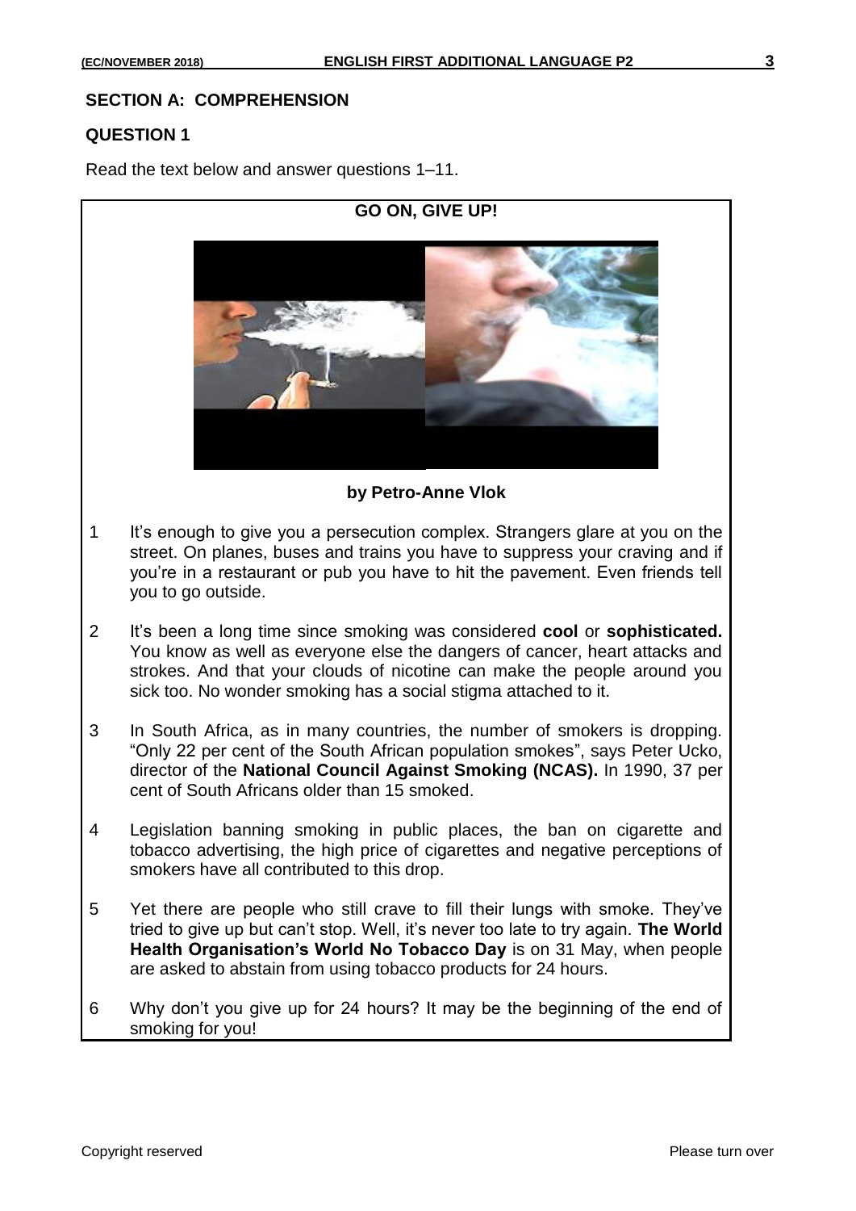## SECTION A: COMPREHENSION

### QUESTION 1

Read the text below and answer questions 1–11.

**GO ON, GIVE UP!**

**by Petro-Anne Vlok**

1 It's enough to give you a persecution complex. Strangers glare at you on the street. On planes, buses and trains you have to suppress your craving and if you're in a restaurant or pub you have to hit the pavement. Even friends tell you to go outside.

2 It's been a long time since smoking was considered **cool** or **sophisticated.** You know as well as everyone else the dangers of cancer, heart attacks and strokes. And that your clouds of nicotine can make the people around you sick too. No wonder smoking has a social stigma attached to it.

3 In South Africa, as in many countries, the number of smokers is dropping. "Only 22 per cent of the South African population smokes", says Peter Ucko, director of the **National Council Against Smoking (NCAS).** In 1990, 37 per cent of South Africans older than 15 smoked.

4 Legislation banning smoking in public places, the ban on cigarette and tobacco advertising, the high price of cigarettes and negative perceptions of smokers have all contributed to this drop.

5 Yet there are people who still crave to fill their lungs with smoke. They've tried to give up but can't stop. Well, it's never too late to try again. **The World Health Organisation's World No Tobacco Day** is on 31 May, when people are asked to abstain from using tobacco products for 24 hours.

6 Why don't you give up for 24 hours? It may be the beginning of the end of smoking for you!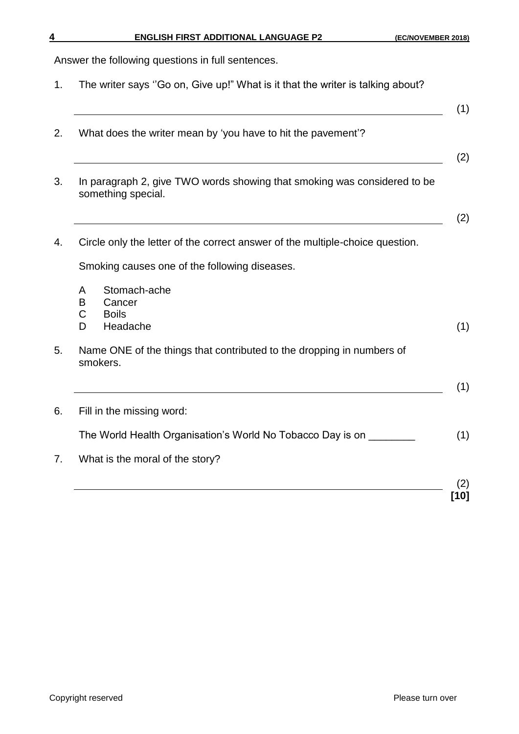Answer the following questions in full sentences.

1. The writer says ''Go on, Give up!" What is it that the writer is talking about?

   \_\_\_\_\_\_\_\_\_\_\_\_\_\_\_\_\_\_\_\_\_\_\_\_\_\_\_\_\_\_\_\_\_\_\_\_\_\_\_\_\_\_\_\_\_\_\_\_\_\_\_\_\_\_\_\_\_\_\_\_ (1)

2. What does the writer mean by 'you have to hit the pavement'?

   \_\_\_\_\_\_\_\_\_\_\_\_\_\_\_\_\_\_\_\_\_\_\_\_\_\_\_\_\_\_\_\_\_\_\_\_\_\_\_\_\_\_\_\_\_\_\_\_\_\_\_\_\_\_\_\_\_\_\_\_ (2)

3. In paragraph 2, give TWO words showing that smoking was considered to be something special.

   \_\_\_\_\_\_\_\_\_\_\_\_\_\_\_\_\_\_\_\_\_\_\_\_\_\_\_\_\_\_\_\_\_\_\_\_\_\_\_\_\_\_\_\_\_\_\_\_\_\_\_\_\_\_\_\_\_\_\_\_ (2)

4. Circle only the letter of the correct answer of the multiple-choice question.

   Smoking causes one of the following diseases.

   A Stomach-ache
   B Cancer
   C Boils
   D Headache (1)

5. Name ONE of the things that contributed to the dropping in numbers of smokers.

   \_\_\_\_\_\_\_\_\_\_\_\_\_\_\_\_\_\_\_\_\_\_\_\_\_\_\_\_\_\_\_\_\_\_\_\_\_\_\_\_\_\_\_\_\_\_\_\_\_\_\_\_\_\_\_\_\_\_\_\_ (1)

6. Fill in the missing word:

   The World Health Organisation's World No Tobacco Day is on \_\_\_\_\_\_\_\_ (1)

7. What is the moral of the story?

   \_\_\_\_\_\_\_\_\_\_\_\_\_\_\_\_\_\_\_\_\_\_\_\_\_\_\_\_\_\_\_\_\_\_\_\_\_\_\_\_\_\_\_\_\_\_\_\_\_\_\_\_\_\_\_\_\_\_\_\_ (2)

**[10]**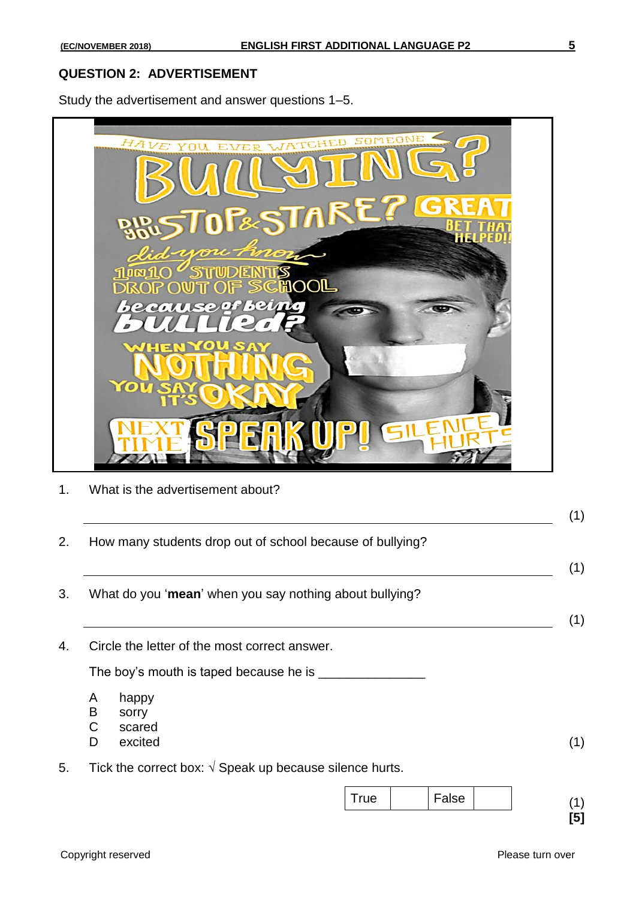## QUESTION 2: ADVERTISEMENT

Study the advertisement and answer questions 1–5.

HAVE YOU EVER WATCHED SOMEONE BULLYING? DID YOU STOP & STARE? GREAT BET THAT HELPED!! did you know 1 in 10 STUDENTS DROP OUT OF SCHOOL because of being bullied? WHEN YOU SAY NOTHING YOU SAY IT'S OKAY NEXT TIME SPEAK UP! SILENCE HURTS

1. What is the advertisement about?

   ______________________________________________ (1)

2. How many students drop out of school because of bullying?

   ______________________________________________ (1)

3. What do you '**mean**' when you say nothing about bullying?

   ______________________________________________ (1)

4. Circle the letter of the most correct answer.

   The boy's mouth is taped because he is ______________

   A happy
   B sorry
   C scared
   D excited (1)

5. Tick the correct box: √ Speak up because silence hurts.

| True | | False | |
|---|---|---|---|

(1)
**[5]**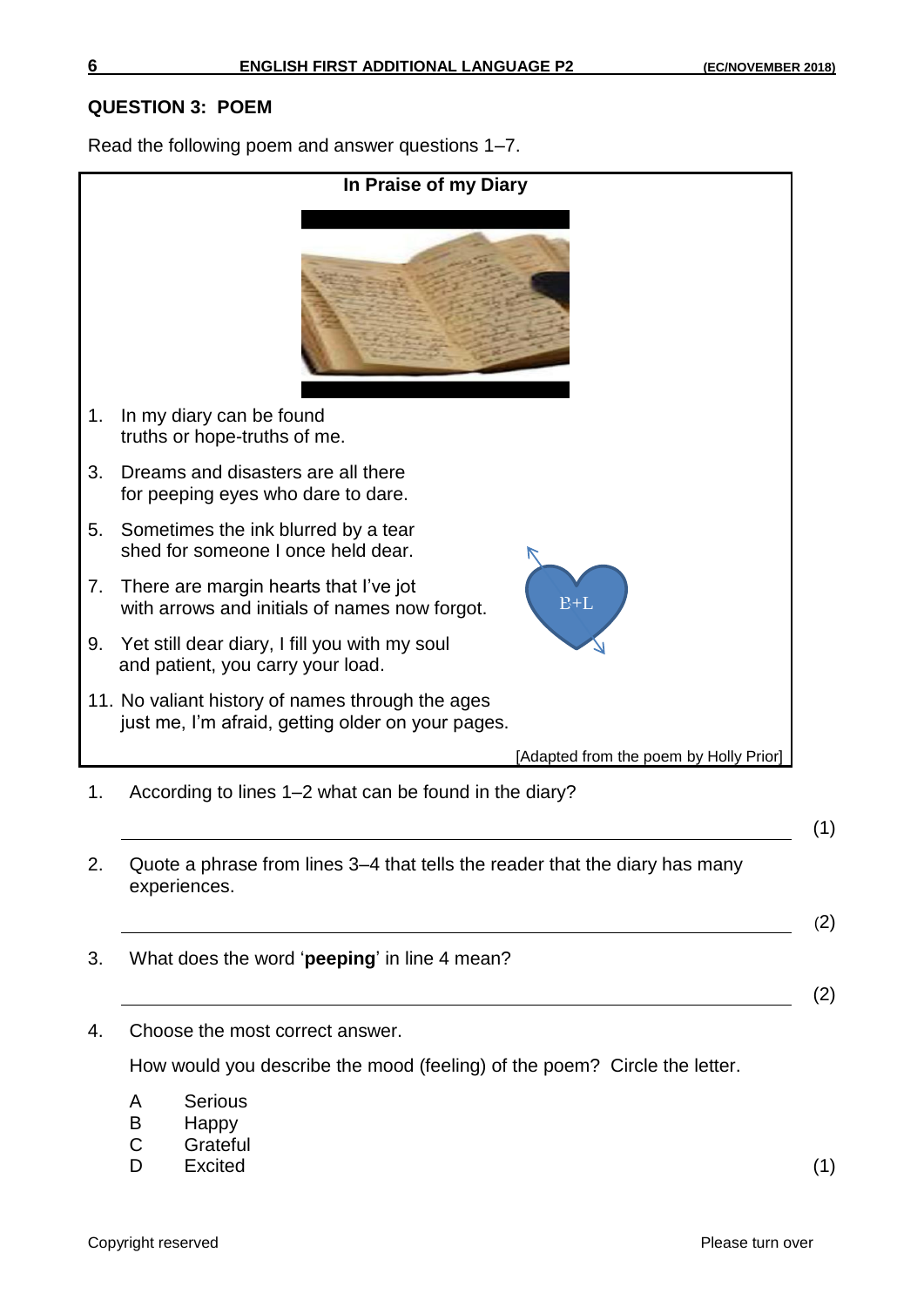## QUESTION 3: POEM

Read the following poem and answer questions 1–7.

### In Praise of my Diary

1. In my diary can be found  
   truths or hope-truths of me.

3. Dreams and disasters are all there  
   for peeping eyes who dare to dare.

5. Sometimes the ink blurred by a tear  
   shed for someone I once held dear.

7. There are margin hearts that I've jot  
   with arrows and initials of names now forgot.

9. Yet still dear diary, I fill you with my soul  
   and patient, you carry your load.

11. No valiant history of names through the ages  
    just me, I'm afraid, getting older on your pages.

[Adapted from the poem by Holly Prior]

1. According to lines 1–2 what can be found in the diary?

   ______________________________________________ (1)

2. Quote a phrase from lines 3–4 that tells the reader that the diary has many experiences.

   ______________________________________________ (2)

3. What does the word '**peeping**' in line 4 mean?

   ______________________________________________ (2)

4. Choose the most correct answer.

   How would you describe the mood (feeling) of the poem? Circle the letter.

   A Serious  
   B Happy  
   C Grateful  
   D Excited (1)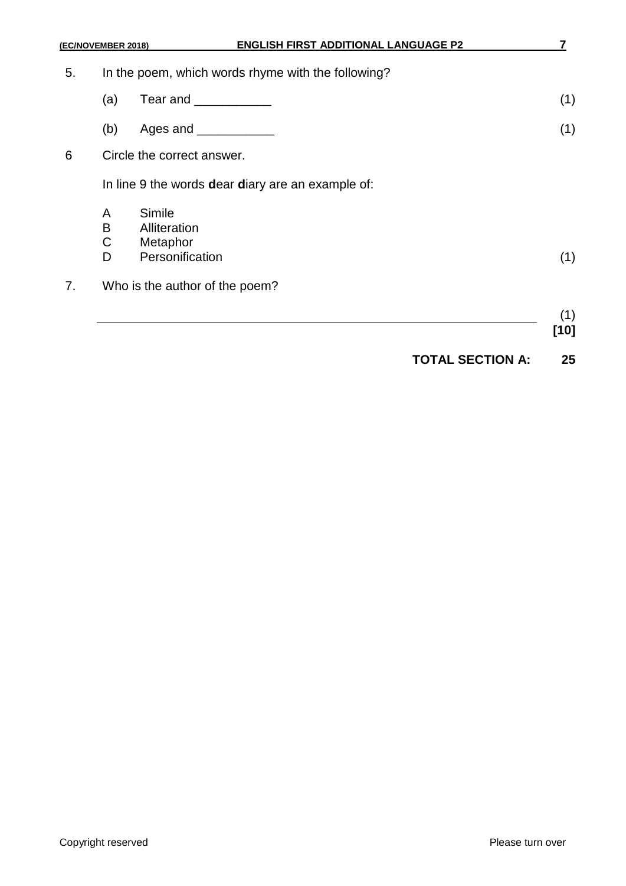5. In the poem, which words rhyme with the following?

   (a) Tear and ___________ (1)

   (b) Ages and ___________ (1)

6 Circle the correct answer.

   In line 9 the words **d**ear **d**iary are an example of:

   A Simile
   B Alliteration
   C Metaphor
   D Personification (1)

7. Who is the author of the poem?

   ______________________________________________________________ (1)

**[10]**

**TOTAL SECTION A: 25**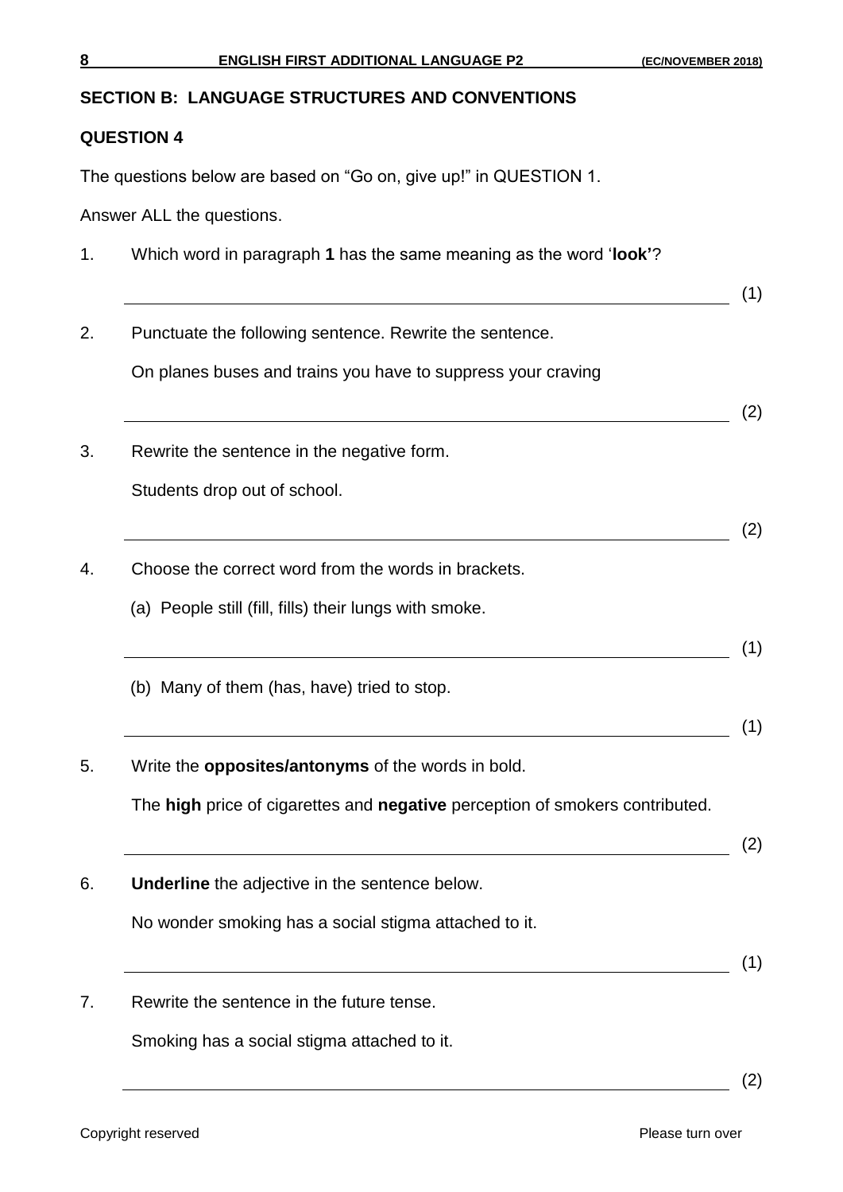## SECTION B: LANGUAGE STRUCTURES AND CONVENTIONS

### QUESTION 4

The questions below are based on "Go on, give up!" in QUESTION 1.

Answer ALL the questions.

1. Which word in paragraph **1** has the same meaning as the word '**look'**?

   ______________________________________________ (1)

2. Punctuate the following sentence. Rewrite the sentence.

   On planes buses and trains you have to suppress your craving

   ______________________________________________ (2)

3. Rewrite the sentence in the negative form.

   Students drop out of school.

   ______________________________________________ (2)

4. Choose the correct word from the words in brackets.

   (a) People still (fill, fills) their lungs with smoke.

   ______________________________________________ (1)

   (b) Many of them (has, have) tried to stop.

   ______________________________________________ (1)

5. Write the **opposites/antonyms** of the words in bold.

   The **high** price of cigarettes and **negative** perception of smokers contributed.

   ______________________________________________ (2)

6. **Underline** the adjective in the sentence below.

   No wonder smoking has a social stigma attached to it.

   ______________________________________________ (1)

7. Rewrite the sentence in the future tense.

   Smoking has a social stigma attached to it.

   ______________________________________________ (2)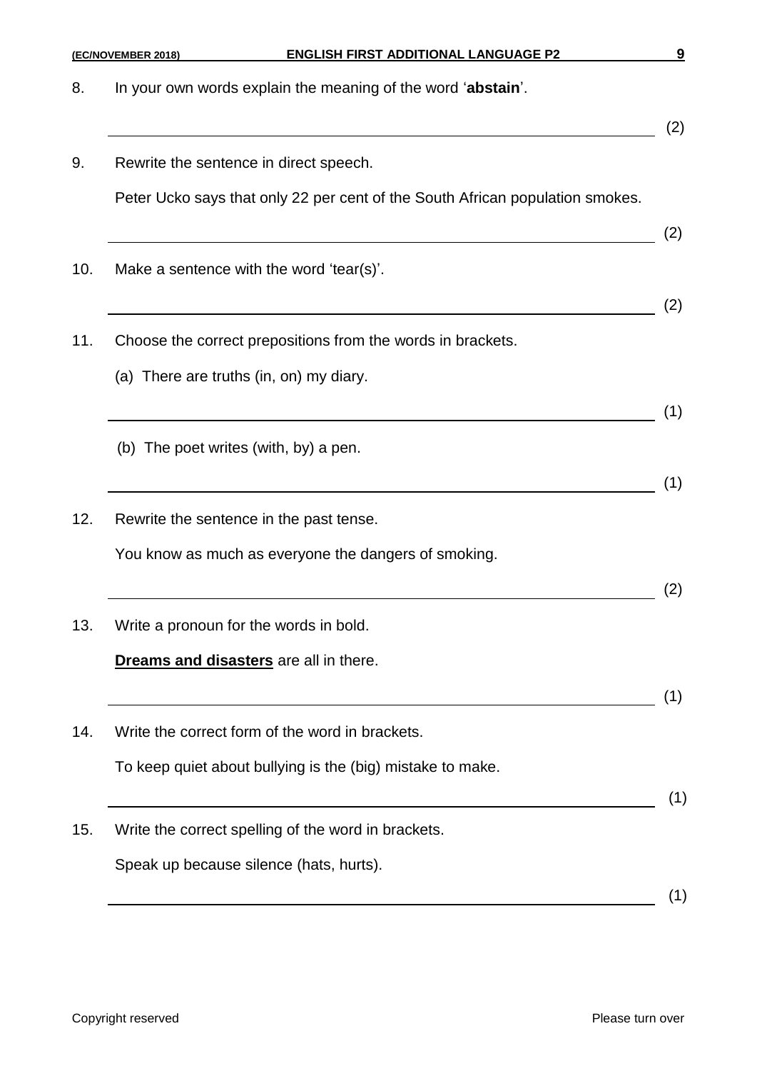8. In your own words explain the meaning of the word '**abstain**'.

_______________________________________________ (2)

9. Rewrite the sentence in direct speech.

   Peter Ucko says that only 22 per cent of the South African population smokes.

_______________________________________________ (2)

10. Make a sentence with the word 'tear(s)'.

_______________________________________________ (2)

11. Choose the correct prepositions from the words in brackets.

   (a) There are truths (in, on) my diary.

_______________________________________________ (1)

   (b) The poet writes (with, by) a pen.

_______________________________________________ (1)

12. Rewrite the sentence in the past tense.

   You know as much as everyone the dangers of smoking.

_______________________________________________ (2)

13. Write a pronoun for the words in bold.

   **Dreams and disasters** are all in there.

_______________________________________________ (1)

14. Write the correct form of the word in brackets.

   To keep quiet about bullying is the (big) mistake to make.

_______________________________________________ (1)

15. Write the correct spelling of the word in brackets.

   Speak up because silence (hats, hurts).

_______________________________________________ (1)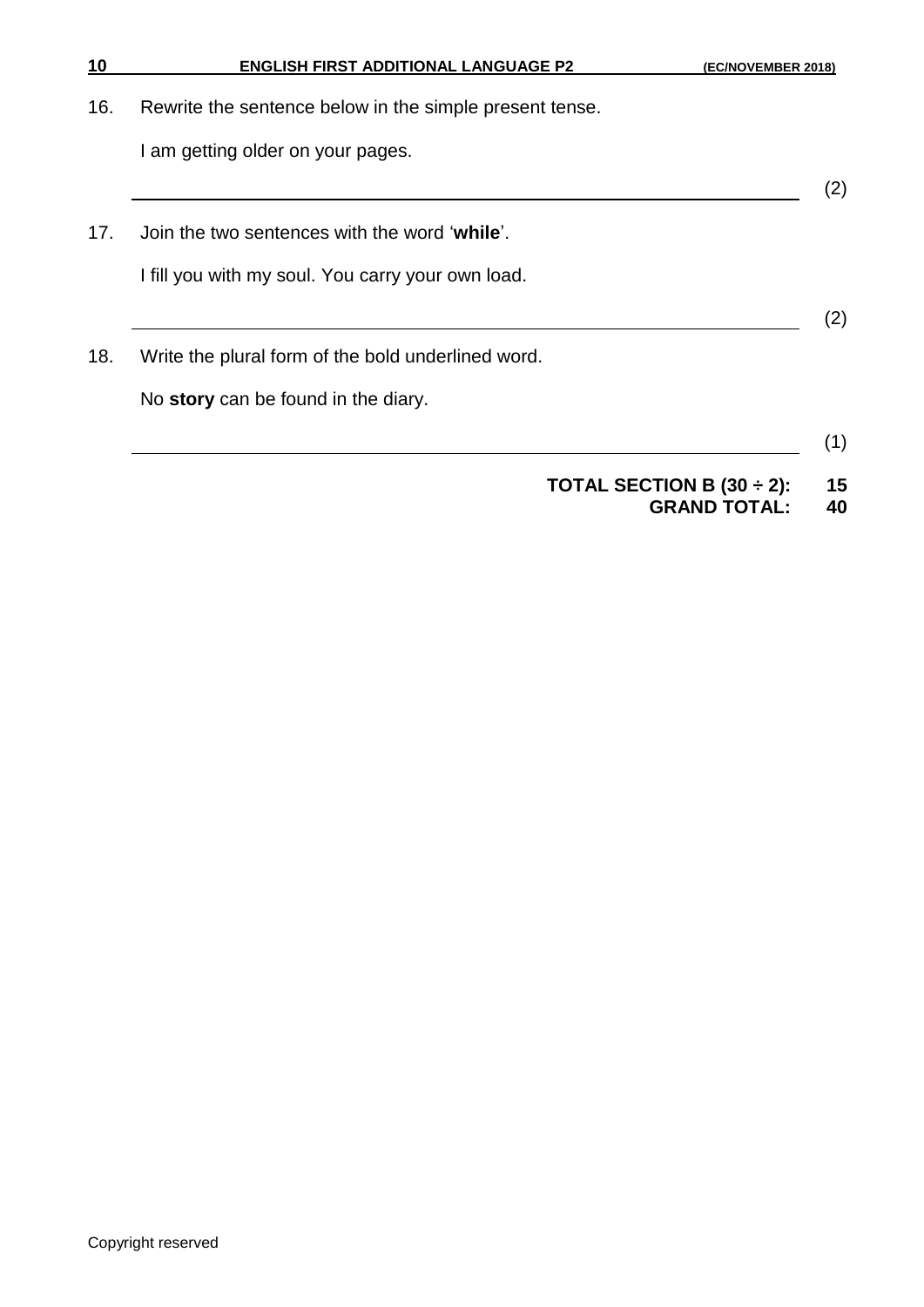16. Rewrite the sentence below in the simple present tense.

    I am getting older on your pages.

    ______________________________________________________________ (2)

17. Join the two sentences with the word '**while**'.

    I fill you with my soul. You carry your own load.

    ______________________________________________________________ (2)

18. Write the plural form of the bold underlined word.

    No **story** can be found in the diary.

    ______________________________________________________________ (1)

**TOTAL SECTION B (30 ÷ 2): 15**

**GRAND TOTAL: 40**